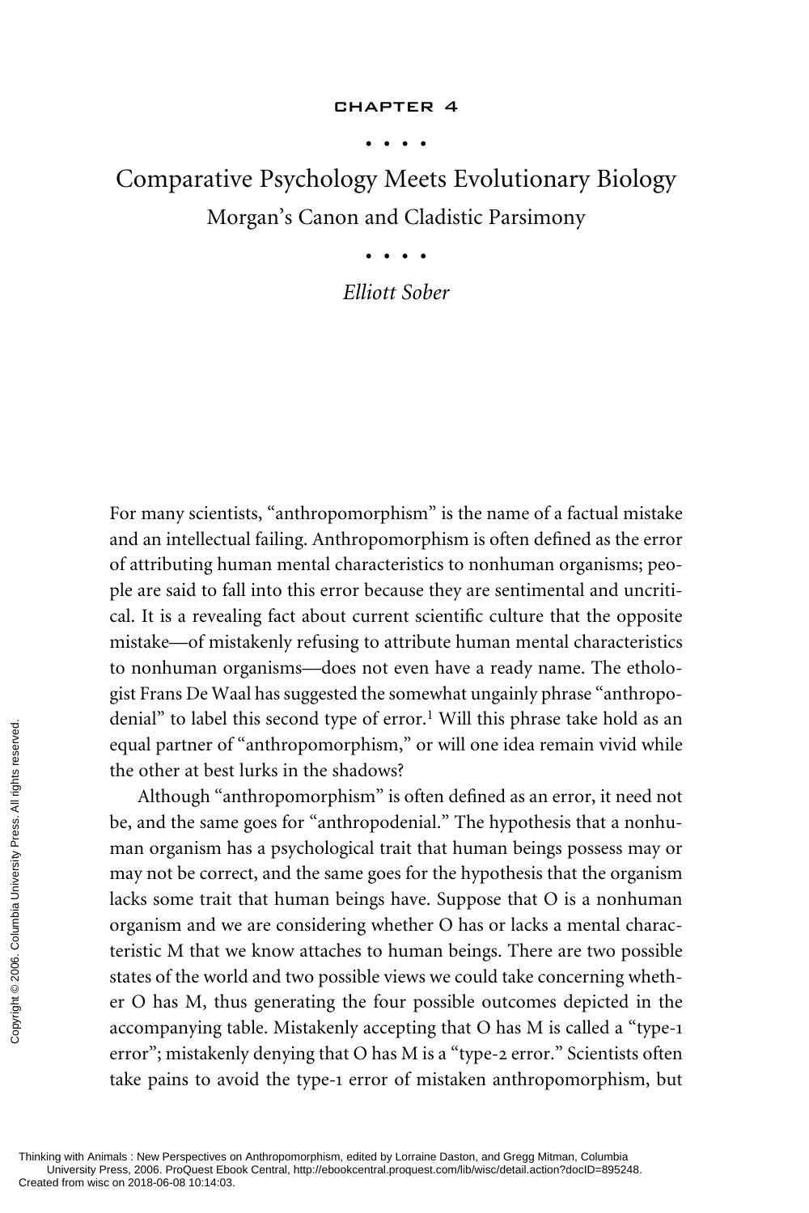CHAPTER 4

# Comparative Psychology Meets Evolutionary Biology

## Morgan's Canon and Cladistic Parsimony

*Elliott Sober*

For many scientists, "anthropomorphism" is the name of a factual mistake and an intellectual failing. Anthropomorphism is often defined as the error of attributing human mental characteristics to nonhuman organisms; people are said to fall into this error because they are sentimental and uncritical. It is a revealing fact about current scientific culture that the opposite mistake—of mistakenly refusing to attribute human mental characteristics to nonhuman organisms—does not even have a ready name. The ethologist Frans De Waal has suggested the somewhat ungainly phrase "anthropodenial" to label this second type of error.[1] Will this phrase take hold as an equal partner of "anthropomorphism," or will one idea remain vivid while the other at best lurks in the shadows?

Although "anthropomorphism" is often defined as an error, it need not be, and the same goes for "anthropodenial." The hypothesis that a nonhuman organism has a psychological trait that human beings possess may or may not be correct, and the same goes for the hypothesis that the organism lacks some trait that human beings have. Suppose that O is a nonhuman organism and we are considering whether O has or lacks a mental characteristic M that we know attaches to human beings. There are two possible states of the world and two possible views we could take concerning whether O has M, thus generating the four possible outcomes depicted in the accompanying table. Mistakenly accepting that O has M is called a "type-1 error"; mistakenly denying that O has M is a "type-2 error." Scientists often take pains to avoid the type-1 error of mistaken anthropomorphism, but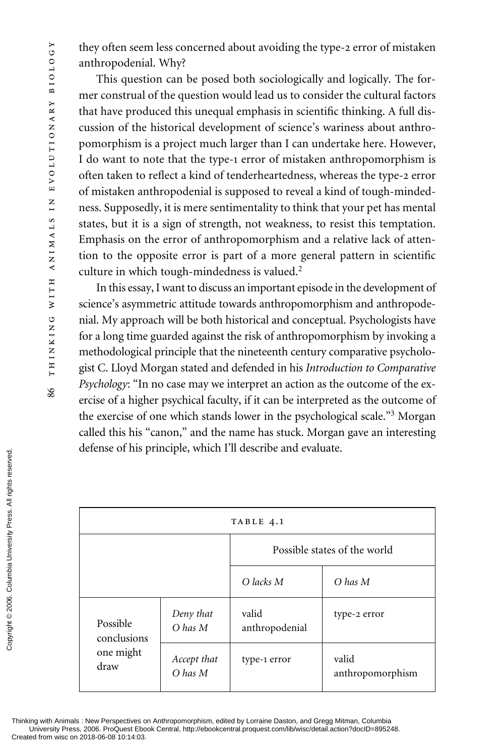they often seem less concerned about avoiding the type-2 error of mistaken anthropodenial. Why?

This question can be posed both sociologically and logically. The former construal of the question would lead us to consider the cultural factors that have produced this unequal emphasis in scientific thinking. A full discussion of the historical development of science's wariness about anthropomorphism is a project much larger than I can undertake here. However, I do want to note that the type-1 error of mistaken anthropomorphism is often taken to reflect a kind of tenderheartedness, whereas the type-2 error of mistaken anthropodenial is supposed to reveal a kind of tough-mindedness. Supposedly, it is mere sentimentality to think that your pet has mental states, but it is a sign of strength, not weakness, to resist this temptation. Emphasis on the error of anthropomorphism and a relative lack of attention to the opposite error is part of a more general pattern in scientific culture in which tough-mindedness is valued.[2]

In this essay, I want to discuss an important episode in the development of science's asymmetric attitude towards anthropomorphism and anthropodenial. My approach will be both historical and conceptual. Psychologists have for a long time guarded against the risk of anthropomorphism by invoking a methodological principle that the nineteenth century comparative psychologist C. Lloyd Morgan stated and defended in his *Introduction to Comparative Psychology*: "In no case may we interpret an action as the outcome of the exercise of a higher psychical faculty, if it can be interpreted as the outcome of the exercise of one which stands lower in the psychological scale."[3] Morgan called this his "canon," and the name has stuck. Morgan gave an interesting defense of his principle, which I'll describe and evaluate.

TABLE 4.1

| | | Possible states of the world | |
|---|---|---|---|
| | | *O lacks M* | *O has M* |
| Possible conclusions one might draw | *Deny that O has M* | valid anthropodenial | type-2 error |
| | *Accept that O has M* | type-1 error | valid anthropomorphism |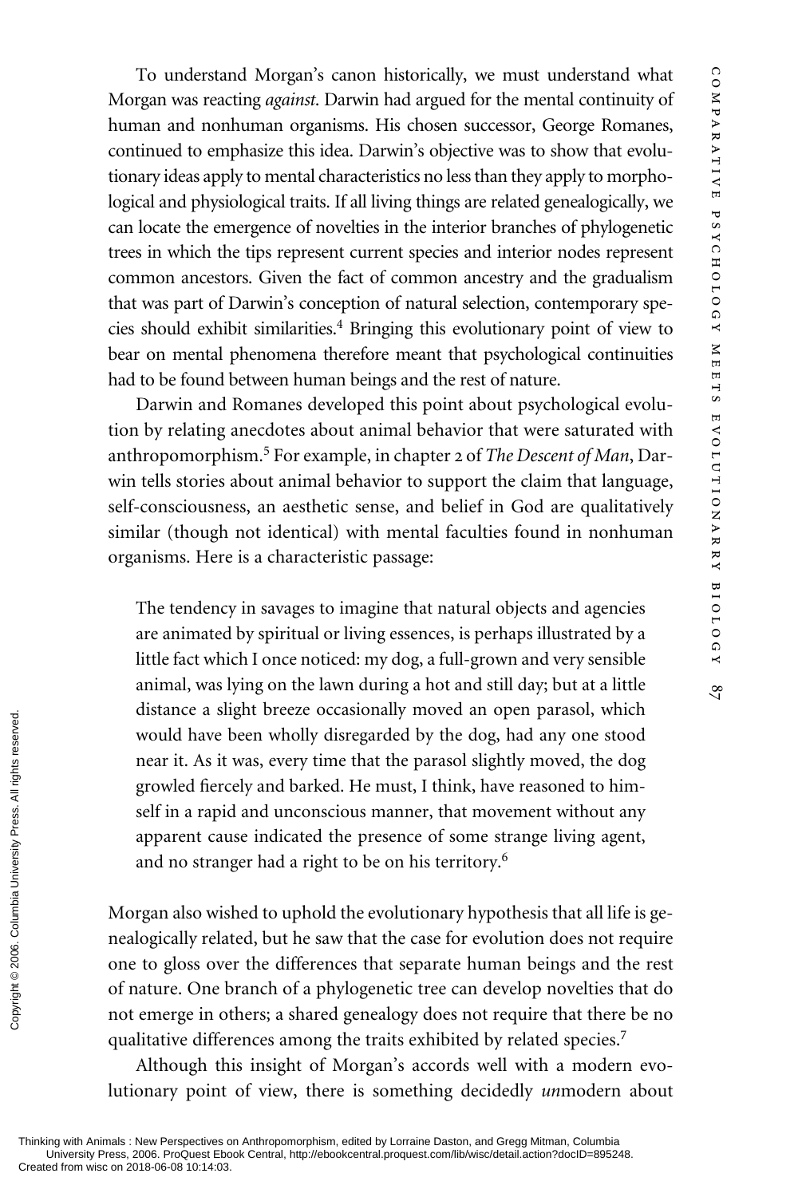To understand Morgan's canon historically, we must understand what Morgan was reacting *against*. Darwin had argued for the mental continuity of human and nonhuman organisms. His chosen successor, George Romanes, continued to emphasize this idea. Darwin's objective was to show that evolutionary ideas apply to mental characteristics no less than they apply to morphological and physiological traits. If all living things are related genealogically, we can locate the emergence of novelties in the interior branches of phylogenetic trees in which the tips represent current species and interior nodes represent common ancestors. Given the fact of common ancestry and the gradualism that was part of Darwin's conception of natural selection, contemporary species should exhibit similarities.[4] Bringing this evolutionary point of view to bear on mental phenomena therefore meant that psychological continuities had to be found between human beings and the rest of nature.

Darwin and Romanes developed this point about psychological evolution by relating anecdotes about animal behavior that were saturated with anthropomorphism.[5] For example, in chapter 2 of *The Descent of Man*, Darwin tells stories about animal behavior to support the claim that language, self-consciousness, an aesthetic sense, and belief in God are qualitatively similar (though not identical) with mental faculties found in nonhuman organisms. Here is a characteristic passage:

> The tendency in savages to imagine that natural objects and agencies are animated by spiritual or living essences, is perhaps illustrated by a little fact which I once noticed: my dog, a full-grown and very sensible animal, was lying on the lawn during a hot and still day; but at a little distance a slight breeze occasionally moved an open parasol, which would have been wholly disregarded by the dog, had any one stood near it. As it was, every time that the parasol slightly moved, the dog growled fiercely and barked. He must, I think, have reasoned to himself in a rapid and unconscious manner, that movement without any apparent cause indicated the presence of some strange living agent, and no stranger had a right to be on his territory.[6]

Morgan also wished to uphold the evolutionary hypothesis that all life is genealogically related, but he saw that the case for evolution does not require one to gloss over the differences that separate human beings and the rest of nature. One branch of a phylogenetic tree can develop novelties that do not emerge in others; a shared genealogy does not require that there be no qualitative differences among the traits exhibited by related species.[7]

Although this insight of Morgan's accords well with a modern evolutionary point of view, there is something decidedly *un*modern about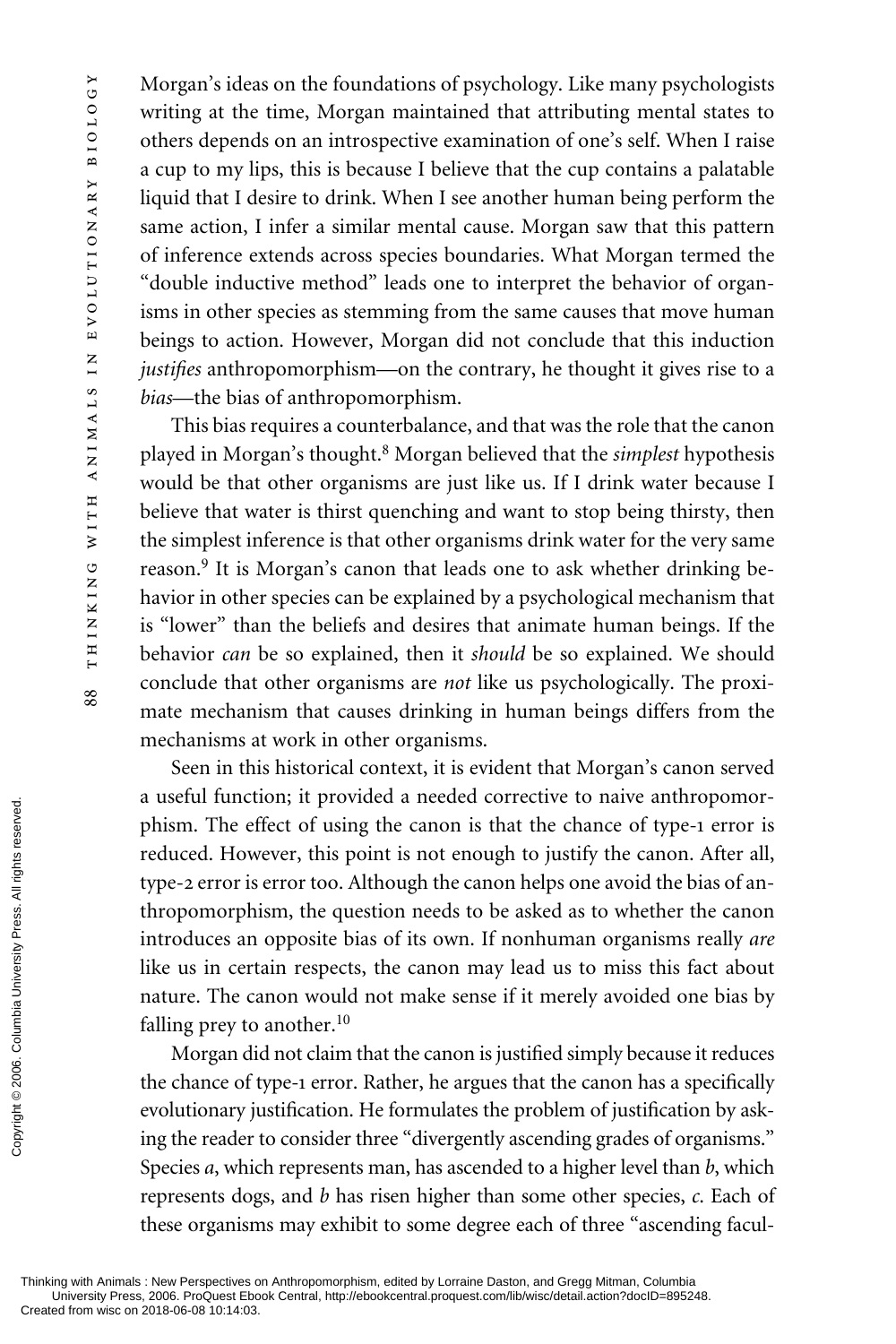Morgan's ideas on the foundations of psychology. Like many psychologists writing at the time, Morgan maintained that attributing mental states to others depends on an introspective examination of one's self. When I raise a cup to my lips, this is because I believe that the cup contains a palatable liquid that I desire to drink. When I see another human being perform the same action, I infer a similar mental cause. Morgan saw that this pattern of inference extends across species boundaries. What Morgan termed the "double inductive method" leads one to interpret the behavior of organisms in other species as stemming from the same causes that move human beings to action. However, Morgan did not conclude that this induction *justifies* anthropomorphism—on the contrary, he thought it gives rise to a *bias*—the bias of anthropomorphism.

This bias requires a counterbalance, and that was the role that the canon played in Morgan's thought.[8] Morgan believed that the *simplest* hypothesis would be that other organisms are just like us. If I drink water because I believe that water is thirst quenching and want to stop being thirsty, then the simplest inference is that other organisms drink water for the very same reason.[9] It is Morgan's canon that leads one to ask whether drinking behavior in other species can be explained by a psychological mechanism that is "lower" than the beliefs and desires that animate human beings. If the behavior *can* be so explained, then it *should* be so explained. We should conclude that other organisms are *not* like us psychologically. The proximate mechanism that causes drinking in human beings differs from the mechanisms at work in other organisms.

Seen in this historical context, it is evident that Morgan's canon served a useful function; it provided a needed corrective to naive anthropomorphism. The effect of using the canon is that the chance of type-1 error is reduced. However, this point is not enough to justify the canon. After all, type-2 error is error too. Although the canon helps one avoid the bias of anthropomorphism, the question needs to be asked as to whether the canon introduces an opposite bias of its own. If nonhuman organisms really *are* like us in certain respects, the canon may lead us to miss this fact about nature. The canon would not make sense if it merely avoided one bias by falling prey to another.[10]

Morgan did not claim that the canon is justified simply because it reduces the chance of type-1 error. Rather, he argues that the canon has a specifically evolutionary justification. He formulates the problem of justification by asking the reader to consider three "divergently ascending grades of organisms." Species *a*, which represents man, has ascended to a higher level than *b*, which represents dogs, and *b* has risen higher than some other species, *c*. Each of these organisms may exhibit to some degree each of three "ascending facul-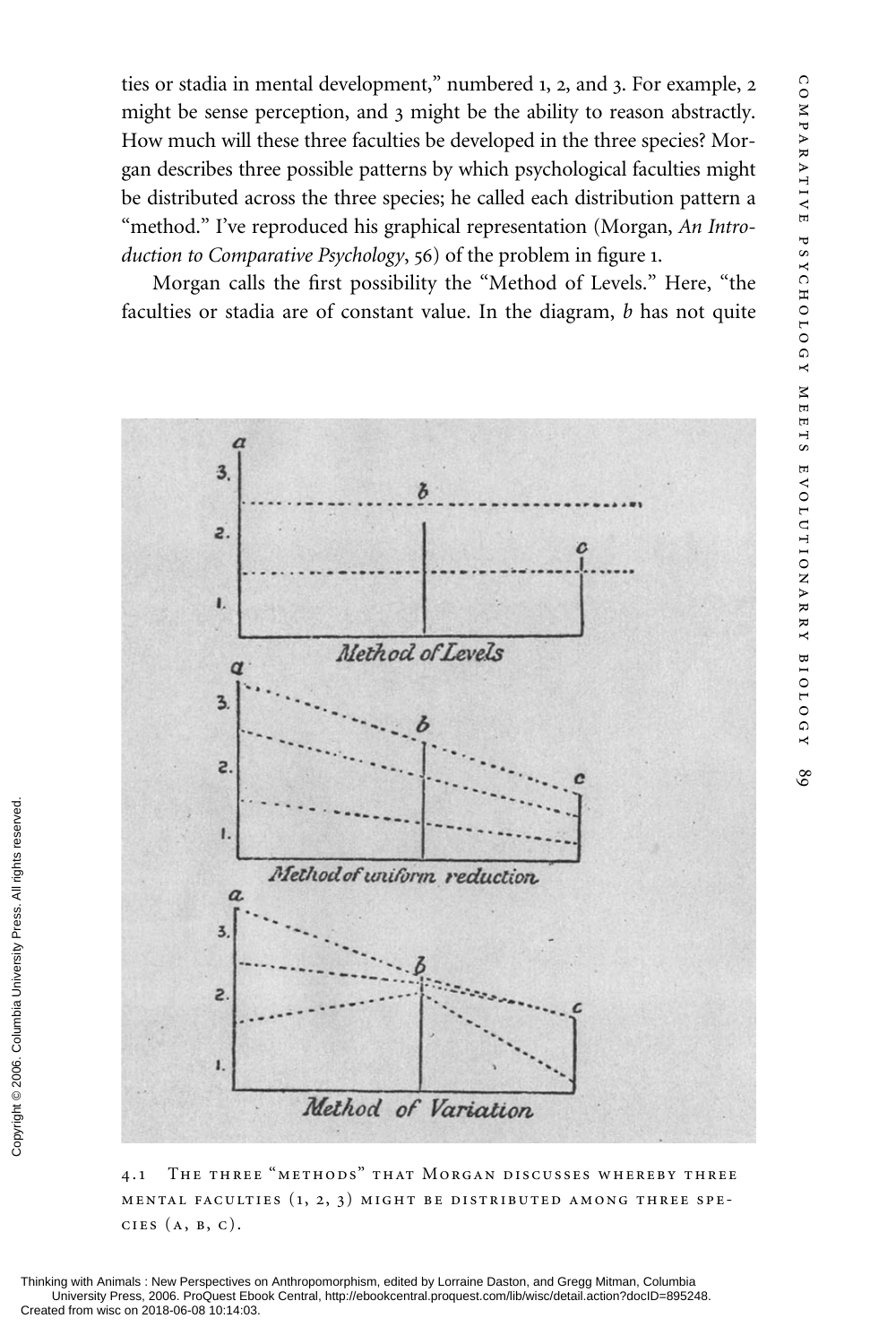ties or stadia in mental development," numbered 1, 2, and 3. For example, 2 might be sense perception, and 3 might be the ability to reason abstractly. How much will these three faculties be developed in the three species? Morgan describes three possible patterns by which psychological faculties might be distributed across the three species; he called each distribution pattern a "method." I've reproduced his graphical representation (Morgan, *An Introduction to Comparative Psychology*, 56) of the problem in figure 1.

Morgan calls the first possibility the "Method of Levels." Here, "the faculties or stadia are of constant value. In the diagram, *b* has not quite

4.1 The three "methods" that Morgan discusses whereby three mental faculties (1, 2, 3) might be distributed among three species (a, b, c).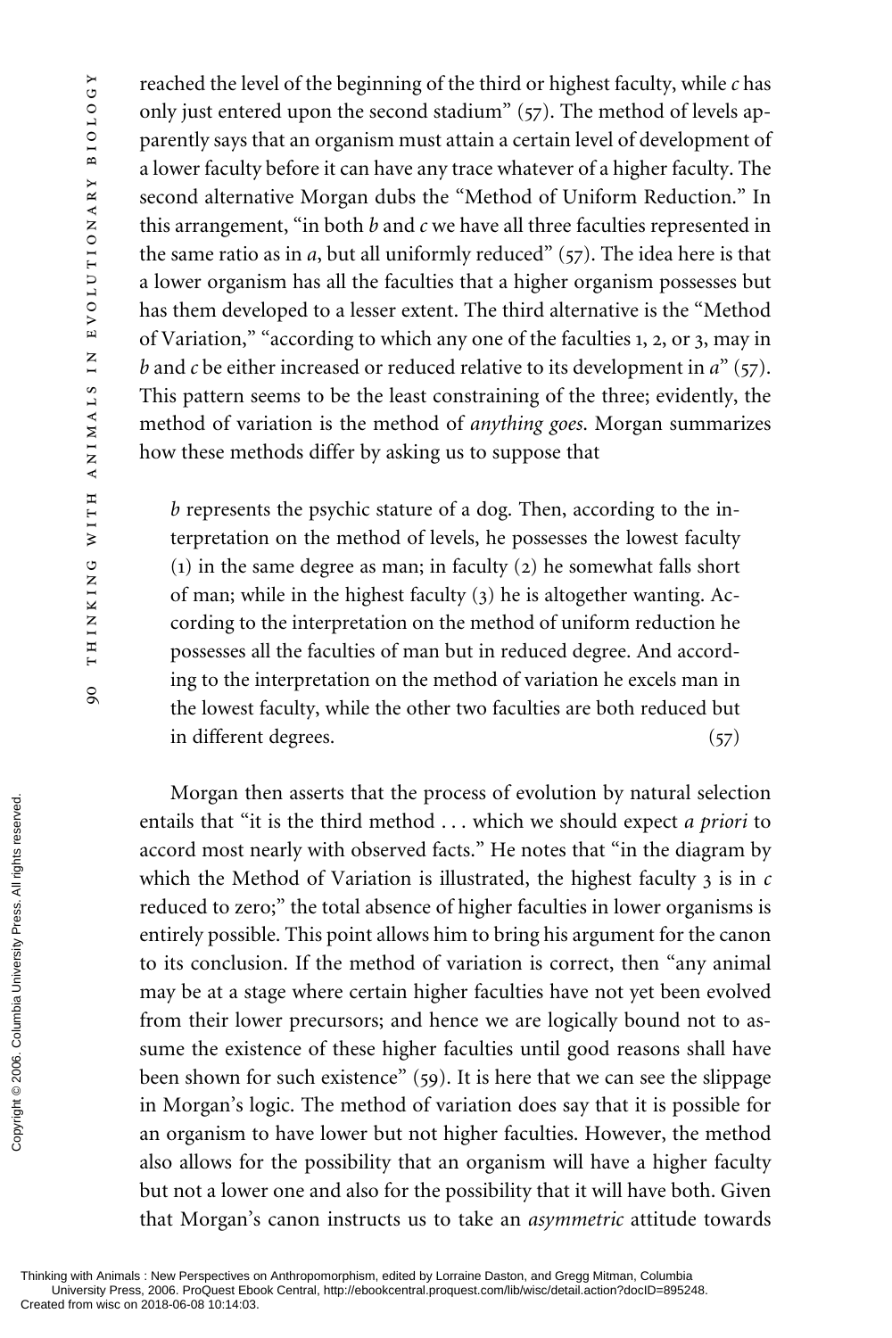reached the level of the beginning of the third or highest faculty, while *c* has only just entered upon the second stadium" (57). The method of levels apparently says that an organism must attain a certain level of development of a lower faculty before it can have any trace whatever of a higher faculty. The second alternative Morgan dubs the "Method of Uniform Reduction." In this arrangement, "in both *b* and *c* we have all three faculties represented in the same ratio as in *a*, but all uniformly reduced" (57). The idea here is that a lower organism has all the faculties that a higher organism possesses but has them developed to a lesser extent. The third alternative is the "Method of Variation," "according to which any one of the faculties 1, 2, or 3, may in *b* and *c* be either increased or reduced relative to its development in *a*" (57). This pattern seems to be the least constraining of the three; evidently, the method of variation is the method of *anything goes*. Morgan summarizes how these methods differ by asking us to suppose that

> *b* represents the psychic stature of a dog. Then, according to the interpretation on the method of levels, he possesses the lowest faculty (1) in the same degree as man; in faculty (2) he somewhat falls short of man; while in the highest faculty (3) he is altogether wanting. According to the interpretation on the method of uniform reduction he possesses all the faculties of man but in reduced degree. And according to the interpretation on the method of variation he excels man in the lowest faculty, while the other two faculties are both reduced but in different degrees. (57)

Morgan then asserts that the process of evolution by natural selection entails that "it is the third method . . . which we should expect *a priori* to accord most nearly with observed facts." He notes that "in the diagram by which the Method of Variation is illustrated, the highest faculty 3 is in *c* reduced to zero;" the total absence of higher faculties in lower organisms is entirely possible. This point allows him to bring his argument for the canon to its conclusion. If the method of variation is correct, then "any animal may be at a stage where certain higher faculties have not yet been evolved from their lower precursors; and hence we are logically bound not to assume the existence of these higher faculties until good reasons shall have been shown for such existence" (59). It is here that we can see the slippage in Morgan's logic. The method of variation does say that it is possible for an organism to have lower but not higher faculties. However, the method also allows for the possibility that an organism will have a higher faculty but not a lower one and also for the possibility that it will have both. Given that Morgan's canon instructs us to take an *asymmetric* attitude towards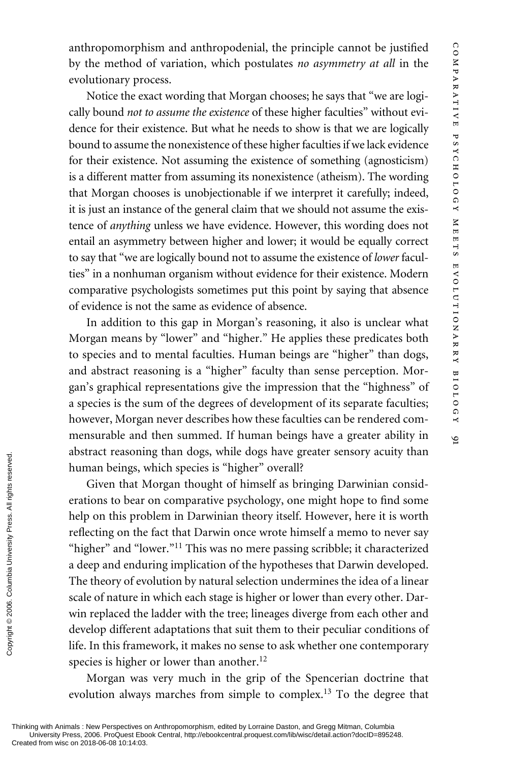anthropomorphism and anthropodenial, the principle cannot be justified by the method of variation, which postulates *no asymmetry at all* in the evolutionary process.

Notice the exact wording that Morgan chooses; he says that "we are logically bound *not to assume the existence* of these higher faculties" without evidence for their existence. But what he needs to show is that we are logically bound to assume the nonexistence of these higher faculties if we lack evidence for their existence. Not assuming the existence of something (agnosticism) is a different matter from assuming its nonexistence (atheism). The wording that Morgan chooses is unobjectionable if we interpret it carefully; indeed, it is just an instance of the general claim that we should not assume the existence of *anything* unless we have evidence. However, this wording does not entail an asymmetry between higher and lower; it would be equally correct to say that "we are logically bound not to assume the existence of *lower* faculties" in a nonhuman organism without evidence for their existence. Modern comparative psychologists sometimes put this point by saying that absence of evidence is not the same as evidence of absence.

In addition to this gap in Morgan's reasoning, it also is unclear what Morgan means by "lower" and "higher." He applies these predicates both to species and to mental faculties. Human beings are "higher" than dogs, and abstract reasoning is a "higher" faculty than sense perception. Morgan's graphical representations give the impression that the "highness" of a species is the sum of the degrees of development of its separate faculties; however, Morgan never describes how these faculties can be rendered commensurable and then summed. If human beings have a greater ability in abstract reasoning than dogs, while dogs have greater sensory acuity than human beings, which species is "higher" overall?

Given that Morgan thought of himself as bringing Darwinian considerations to bear on comparative psychology, one might hope to find some help on this problem in Darwinian theory itself. However, here it is worth reflecting on the fact that Darwin once wrote himself a memo to never say "higher" and "lower."[11] This was no mere passing scribble; it characterized a deep and enduring implication of the hypotheses that Darwin developed. The theory of evolution by natural selection undermines the idea of a linear scale of nature in which each stage is higher or lower than every other. Darwin replaced the ladder with the tree; lineages diverge from each other and develop different adaptations that suit them to their peculiar conditions of life. In this framework, it makes no sense to ask whether one contemporary species is higher or lower than another.[12]

Morgan was very much in the grip of the Spencerian doctrine that evolution always marches from simple to complex.[13] To the degree that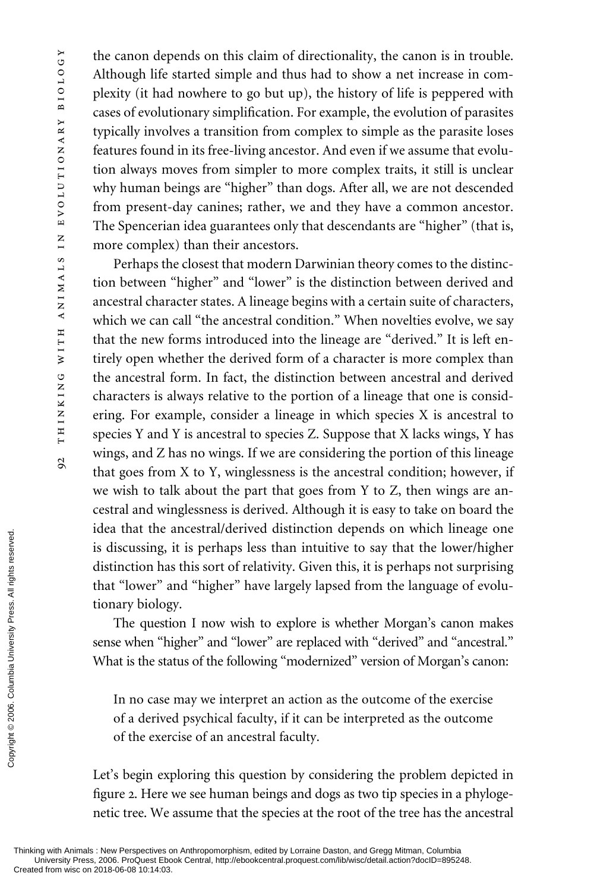the canon depends on this claim of directionality, the canon is in trouble. Although life started simple and thus had to show a net increase in complexity (it had nowhere to go but up), the history of life is peppered with cases of evolutionary simplification. For example, the evolution of parasites typically involves a transition from complex to simple as the parasite loses features found in its free-living ancestor. And even if we assume that evolution always moves from simpler to more complex traits, it still is unclear why human beings are "higher" than dogs. After all, we are not descended from present-day canines; rather, we and they have a common ancestor. The Spencerian idea guarantees only that descendants are "higher" (that is, more complex) than their ancestors.

Perhaps the closest that modern Darwinian theory comes to the distinction between "higher" and "lower" is the distinction between derived and ancestral character states. A lineage begins with a certain suite of characters, which we can call "the ancestral condition." When novelties evolve, we say that the new forms introduced into the lineage are "derived." It is left entirely open whether the derived form of a character is more complex than the ancestral form. In fact, the distinction between ancestral and derived characters is always relative to the portion of a lineage that one is considering. For example, consider a lineage in which species X is ancestral to species Y and Y is ancestral to species Z. Suppose that X lacks wings, Y has wings, and Z has no wings. If we are considering the portion of this lineage that goes from X to Y, winglessness is the ancestral condition; however, if we wish to talk about the part that goes from Y to Z, then wings are ancestral and winglessness is derived. Although it is easy to take on board the idea that the ancestral/derived distinction depends on which lineage one is discussing, it is perhaps less than intuitive to say that the lower/higher distinction has this sort of relativity. Given this, it is perhaps not surprising that "lower" and "higher" have largely lapsed from the language of evolutionary biology.

The question I now wish to explore is whether Morgan's canon makes sense when "higher" and "lower" are replaced with "derived" and "ancestral." What is the status of the following "modernized" version of Morgan's canon:

> In no case may we interpret an action as the outcome of the exercise of a derived psychical faculty, if it can be interpreted as the outcome of the exercise of an ancestral faculty.

Let's begin exploring this question by considering the problem depicted in figure 2. Here we see human beings and dogs as two tip species in a phylogenetic tree. We assume that the species at the root of the tree has the ancestral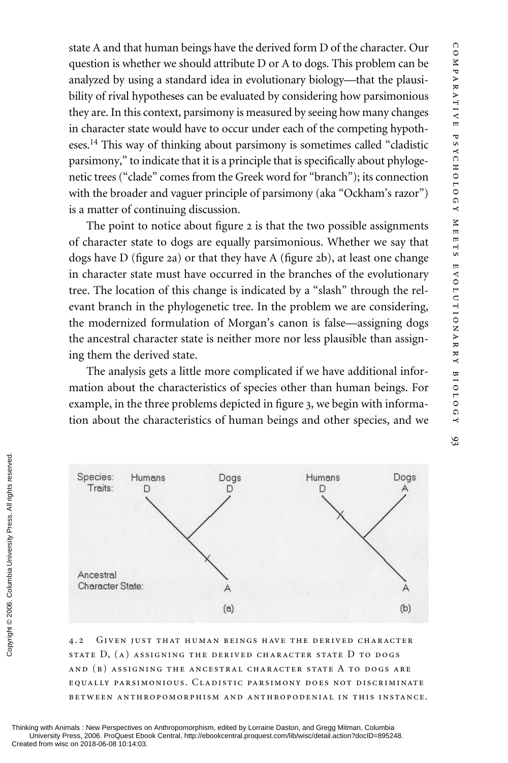state A and that human beings have the derived form D of the character. Our question is whether we should attribute D or A to dogs. This problem can be analyzed by using a standard idea in evolutionary biology—that the plausibility of rival hypotheses can be evaluated by considering how parsimonious they are. In this context, parsimony is measured by seeing how many changes in character state would have to occur under each of the competing hypotheses.[14] This way of thinking about parsimony is sometimes called "cladistic parsimony," to indicate that it is a principle that is specifically about phylogenetic trees ("clade" comes from the Greek word for "branch"); its connection with the broader and vaguer principle of parsimony (aka "Ockham's razor") is a matter of continuing discussion.

The point to notice about figure 2 is that the two possible assignments of character state to dogs are equally parsimonious. Whether we say that dogs have D (figure 2a) or that they have A (figure 2b), at least one change in character state must have occurred in the branches of the evolutionary tree. The location of this change is indicated by a "slash" through the relevant branch in the phylogenetic tree. In the problem we are considering, the modernized formulation of Morgan's canon is false—assigning dogs the ancestral character state is neither more nor less plausible than assigning them the derived state.

The analysis gets a little more complicated if we have additional information about the characteristics of species other than human beings. For example, in the three problems depicted in figure 3, we begin with information about the characteristics of human beings and other species, and we

4.2 Given just that human beings have the derived character state D, (a) assigning the derived character state D to dogs and (b) assigning the ancestral character state A to dogs are equally parsimonious. Cladistic parsimony does not discriminate between anthropomorphism and anthropodenial in this instance.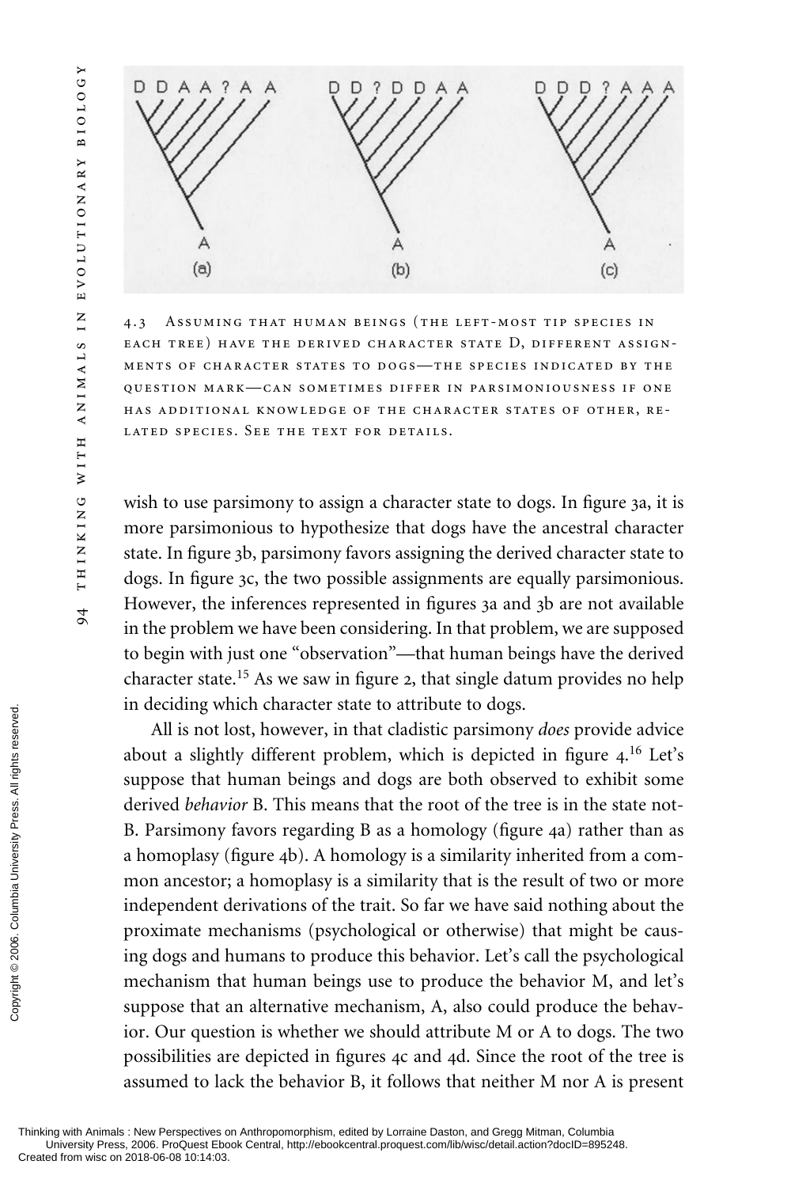4.3 Assuming that human beings (the left-most tip species in each tree) have the derived character state D, different assignments of character states to dogs—the species indicated by the question mark—can sometimes differ in parsimoniousness if one has additional knowledge of the character states of other, related species. See the text for details.

wish to use parsimony to assign a character state to dogs. In figure 3a, it is more parsimonious to hypothesize that dogs have the ancestral character state. In figure 3b, parsimony favors assigning the derived character state to dogs. In figure 3c, the two possible assignments are equally parsimonious. However, the inferences represented in figures 3a and 3b are not available in the problem we have been considering. In that problem, we are supposed to begin with just one "observation"—that human beings have the derived character state.[15] As we saw in figure 2, that single datum provides no help in deciding which character state to attribute to dogs.

All is not lost, however, in that cladistic parsimony *does* provide advice about a slightly different problem, which is depicted in figure 4.[16] Let's suppose that human beings and dogs are both observed to exhibit some derived *behavior* B. This means that the root of the tree is in the state not-B. Parsimony favors regarding B as a homology (figure 4a) rather than as a homoplasy (figure 4b). A homology is a similarity inherited from a common ancestor; a homoplasy is a similarity that is the result of two or more independent derivations of the trait. So far we have said nothing about the proximate mechanisms (psychological or otherwise) that might be causing dogs and humans to produce this behavior. Let's call the psychological mechanism that human beings use to produce the behavior M, and let's suppose that an alternative mechanism, A, also could produce the behavior. Our question is whether we should attribute M or A to dogs. The two possibilities are depicted in figures 4c and 4d. Since the root of the tree is assumed to lack the behavior B, it follows that neither M nor A is present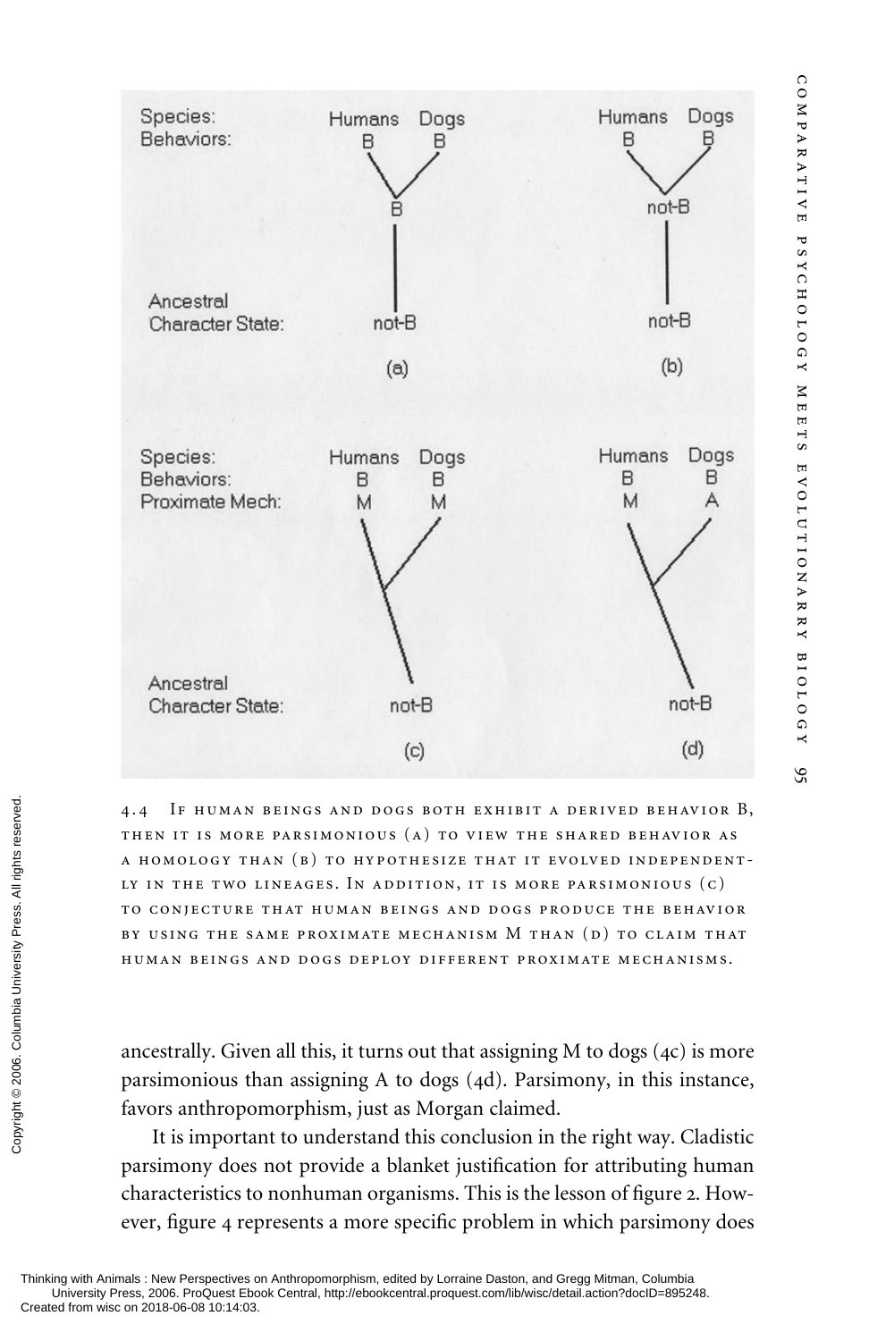4.4 If human beings and dogs both exhibit a derived behavior B, then it is more parsimonious (a) to view the shared behavior as a homology than (b) to hypothesize that it evolved independently in the two lineages. In addition, it is more parsimonious (c) to conjecture that human beings and dogs produce the behavior by using the same proximate mechanism M than (d) to claim that human beings and dogs deploy different proximate mechanisms.

ancestrally. Given all this, it turns out that assigning M to dogs (4c) is more parsimonious than assigning A to dogs (4d). Parsimony, in this instance, favors anthropomorphism, just as Morgan claimed.

It is important to understand this conclusion in the right way. Cladistic parsimony does not provide a blanket justification for attributing human characteristics to nonhuman organisms. This is the lesson of figure 2. However, figure 4 represents a more specific problem in which parsimony does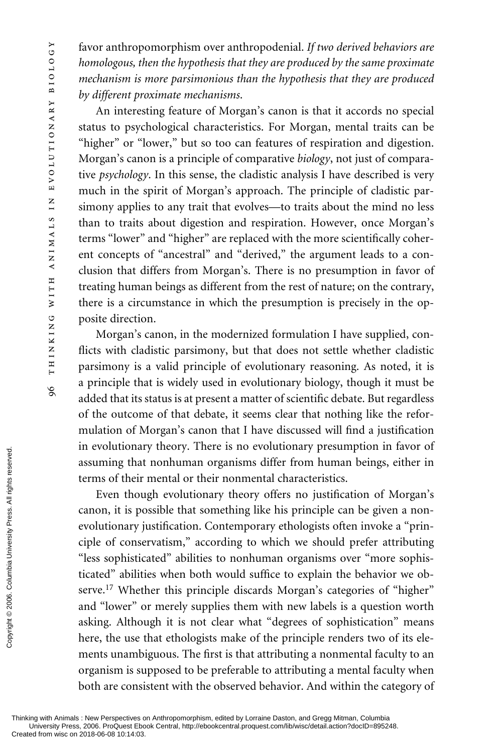favor anthropomorphism over anthropodenial. *If two derived behaviors are homologous, then the hypothesis that they are produced by the same proximate mechanism is more parsimonious than the hypothesis that they are produced by different proximate mechanisms.*

An interesting feature of Morgan's canon is that it accords no special status to psychological characteristics. For Morgan, mental traits can be "higher" or "lower," but so too can features of respiration and digestion. Morgan's canon is a principle of comparative *biology*, not just of comparative *psychology*. In this sense, the cladistic analysis I have described is very much in the spirit of Morgan's approach. The principle of cladistic parsimony applies to any trait that evolves—to traits about the mind no less than to traits about digestion and respiration. However, once Morgan's terms "lower" and "higher" are replaced with the more scientifically coherent concepts of "ancestral" and "derived," the argument leads to a conclusion that differs from Morgan's. There is no presumption in favor of treating human beings as different from the rest of nature; on the contrary, there is a circumstance in which the presumption is precisely in the opposite direction.

Morgan's canon, in the modernized formulation I have supplied, conflicts with cladistic parsimony, but that does not settle whether cladistic parsimony is a valid principle of evolutionary reasoning. As noted, it is a principle that is widely used in evolutionary biology, though it must be added that its status is at present a matter of scientific debate. But regardless of the outcome of that debate, it seems clear that nothing like the reformulation of Morgan's canon that I have discussed will find a justification in evolutionary theory. There is no evolutionary presumption in favor of assuming that nonhuman organisms differ from human beings, either in terms of their mental or their nonmental characteristics.

Even though evolutionary theory offers no justification of Morgan's canon, it is possible that something like his principle can be given a nonevolutionary justification. Contemporary ethologists often invoke a "principle of conservatism," according to which we should prefer attributing "less sophisticated" abilities to nonhuman organisms over "more sophisticated" abilities when both would suffice to explain the behavior we observe.[17] Whether this principle discards Morgan's categories of "higher" and "lower" or merely supplies them with new labels is a question worth asking. Although it is not clear what "degrees of sophistication" means here, the use that ethologists make of the principle renders two of its elements unambiguous. The first is that attributing a nonmental faculty to an organism is supposed to be preferable to attributing a mental faculty when both are consistent with the observed behavior. And within the category of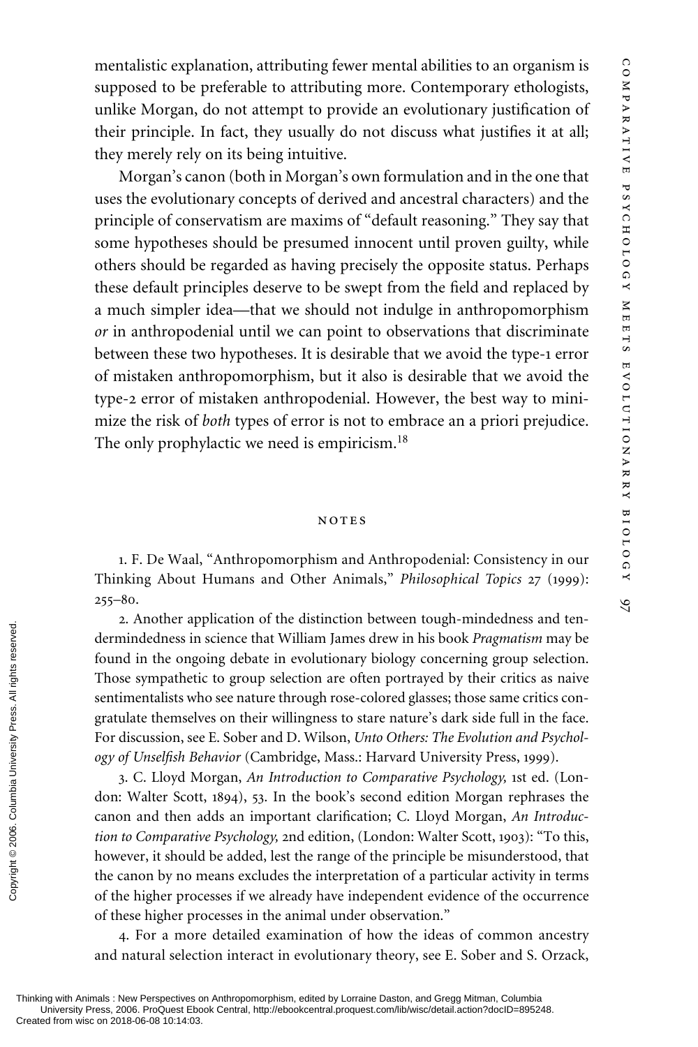mentalistic explanation, attributing fewer mental abilities to an organism is supposed to be preferable to attributing more. Contemporary ethologists, unlike Morgan, do not attempt to provide an evolutionary justification of their principle. In fact, they usually do not discuss what justifies it at all; they merely rely on its being intuitive.

Morgan's canon (both in Morgan's own formulation and in the one that uses the evolutionary concepts of derived and ancestral characters) and the principle of conservatism are maxims of "default reasoning." They say that some hypotheses should be presumed innocent until proven guilty, while others should be regarded as having precisely the opposite status. Perhaps these default principles deserve to be swept from the field and replaced by a much simpler idea—that we should not indulge in anthropomorphism *or* in anthropodenial until we can point to observations that discriminate between these two hypotheses. It is desirable that we avoid the type-1 error of mistaken anthropomorphism, but it also is desirable that we avoid the type-2 error of mistaken anthropodenial. However, the best way to minimize the risk of *both* types of error is not to embrace an a priori prejudice. The only prophylactic we need is empiricism.[18]

## NOTES

1. F. De Waal, "Anthropomorphism and Anthropodenial: Consistency in our Thinking About Humans and Other Animals," *Philosophical Topics* 27 (1999): 255–80.

2. Another application of the distinction between tough-mindedness and tendermindedness in science that William James drew in his book *Pragmatism* may be found in the ongoing debate in evolutionary biology concerning group selection. Those sympathetic to group selection are often portrayed by their critics as naive sentimentalists who see nature through rose-colored glasses; those same critics congratulate themselves on their willingness to stare nature's dark side full in the face. For discussion, see E. Sober and D. Wilson, *Unto Others: The Evolution and Psychology of Unselfish Behavior* (Cambridge, Mass.: Harvard University Press, 1999).

3. C. Lloyd Morgan, *An Introduction to Comparative Psychology,* 1st ed. (London: Walter Scott, 1894), 53. In the book's second edition Morgan rephrases the canon and then adds an important clarification; C. Lloyd Morgan, *An Introduction to Comparative Psychology,* 2nd edition, (London: Walter Scott, 1903): "To this, however, it should be added, lest the range of the principle be misunderstood, that the canon by no means excludes the interpretation of a particular activity in terms of the higher processes if we already have independent evidence of the occurrence of these higher processes in the animal under observation."

4. For a more detailed examination of how the ideas of common ancestry and natural selection interact in evolutionary theory, see E. Sober and S. Orzack,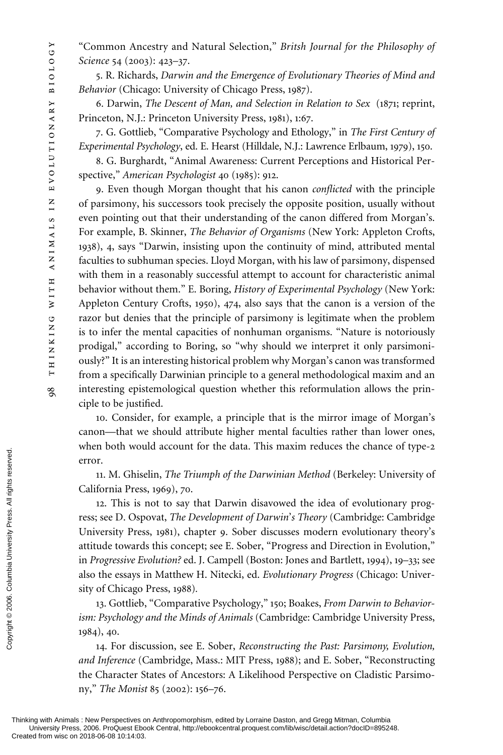"Common Ancestry and Natural Selection," *Britsh Journal for the Philosophy of Science* 54 (2003): 423–37.

5. R. Richards, *Darwin and the Emergence of Evolutionary Theories of Mind and Behavior* (Chicago: University of Chicago Press, 1987).

6. Darwin, *The Descent of Man, and Selection in Relation to Sex* (1871; reprint, Princeton, N.J.: Princeton University Press, 1981), 1:67.

7. G. Gottlieb, "Comparative Psychology and Ethology," in *The First Century of Experimental Psychology*, ed. E. Hearst (Hilldale, N.J.: Lawrence Erlbaum, 1979), 150.

8. G. Burghardt, "Animal Awareness: Current Perceptions and Historical Perspective," *American Psychologist* 40 (1985): 912.

9. Even though Morgan thought that his canon *conflicted* with the principle of parsimony, his successors took precisely the opposite position, usually without even pointing out that their understanding of the canon differed from Morgan's. For example, B. Skinner, *The Behavior of Organisms* (New York: Appleton Crofts, 1938), 4, says "Darwin, insisting upon the continuity of mind, attributed mental faculties to subhuman species. Lloyd Morgan, with his law of parsimony, dispensed with them in a reasonably successful attempt to account for characteristic animal behavior without them." E. Boring, *History of Experimental Psychology* (New York: Appleton Century Crofts, 1950), 474, also says that the canon is a version of the razor but denies that the principle of parsimony is legitimate when the problem is to infer the mental capacities of nonhuman organisms. "Nature is notoriously prodigal," according to Boring, so "why should we interpret it only parsimoniously?" It is an interesting historical problem why Morgan's canon was transformed from a specifically Darwinian principle to a general methodological maxim and an interesting epistemological question whether this reformulation allows the principle to be justified.

10. Consider, for example, a principle that is the mirror image of Morgan's canon—that we should attribute higher mental faculties rather than lower ones, when both would account for the data. This maxim reduces the chance of type-2 error.

11. M. Ghiselin, *The Triumph of the Darwinian Method* (Berkeley: University of California Press, 1969), 70.

12. This is not to say that Darwin disavowed the idea of evolutionary progress; see D. Ospovat, *The Development of Darwin's Theory* (Cambridge: Cambridge University Press, 1981), chapter 9. Sober discusses modern evolutionary theory's attitude towards this concept; see E. Sober, "Progress and Direction in Evolution," in *Progressive Evolution?* ed. J. Campell (Boston: Jones and Bartlett, 1994), 19–33; see also the essays in Matthew H. Nitecki, ed. *Evolutionary Progress* (Chicago: University of Chicago Press, 1988).

13. Gottlieb, "Comparative Psychology," 150; Boakes, *From Darwin to Behaviorism: Psychology and the Minds of Animals* (Cambridge: Cambridge University Press, 1984), 40.

14. For discussion, see E. Sober, *Reconstructing the Past: Parsimony, Evolution, and Inference* (Cambridge, Mass.: MIT Press, 1988); and E. Sober, "Reconstructing the Character States of Ancestors: A Likelihood Perspective on Cladistic Parsimony," *The Monist* 85 (2002): 156–76.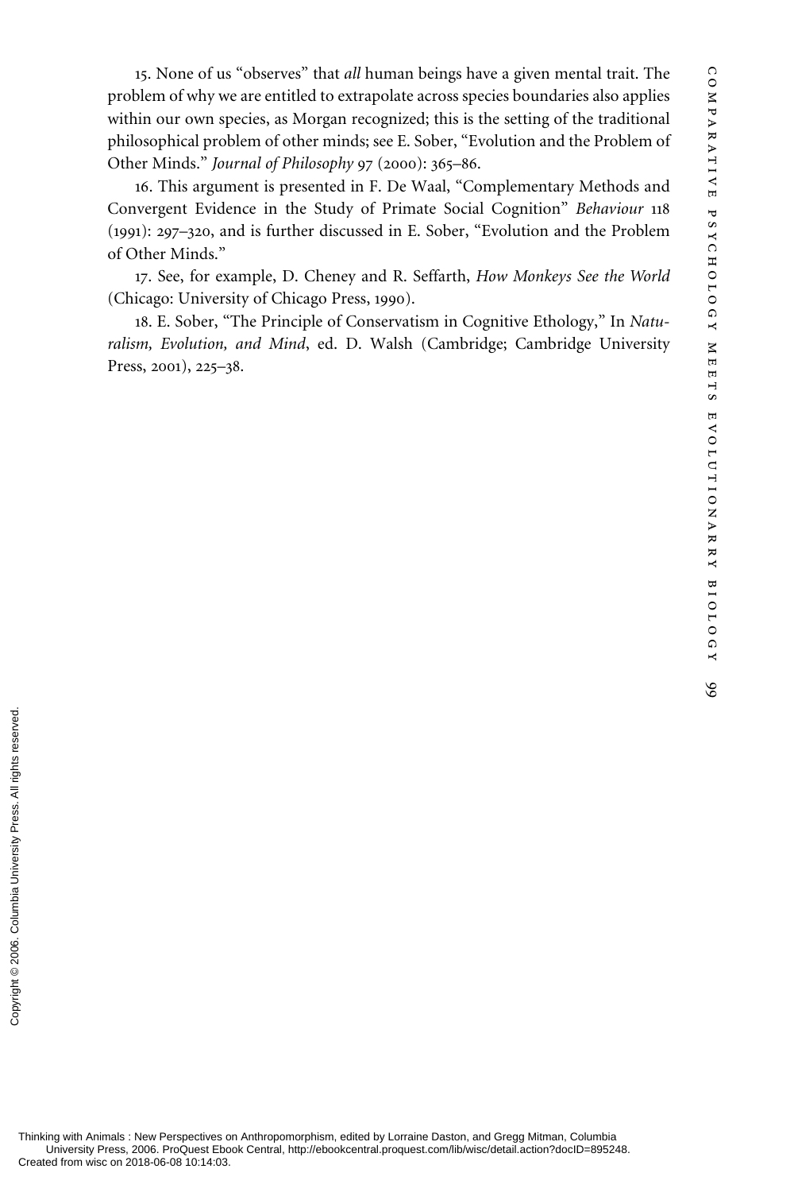15. None of us "observes" that *all* human beings have a given mental trait. The problem of why we are entitled to extrapolate across species boundaries also applies within our own species, as Morgan recognized; this is the setting of the traditional philosophical problem of other minds; see E. Sober, "Evolution and the Problem of Other Minds." *Journal of Philosophy* 97 (2000): 365–86.

16. This argument is presented in F. De Waal, "Complementary Methods and Convergent Evidence in the Study of Primate Social Cognition" *Behaviour* 118 (1991): 297–320, and is further discussed in E. Sober, "Evolution and the Problem of Other Minds."

17. See, for example, D. Cheney and R. Seffarth, *How Monkeys See the World* (Chicago: University of Chicago Press, 1990).

18. E. Sober, "The Principle of Conservatism in Cognitive Ethology," In *Naturalism, Evolution, and Mind*, ed. D. Walsh (Cambridge; Cambridge University Press, 2001), 225–38.